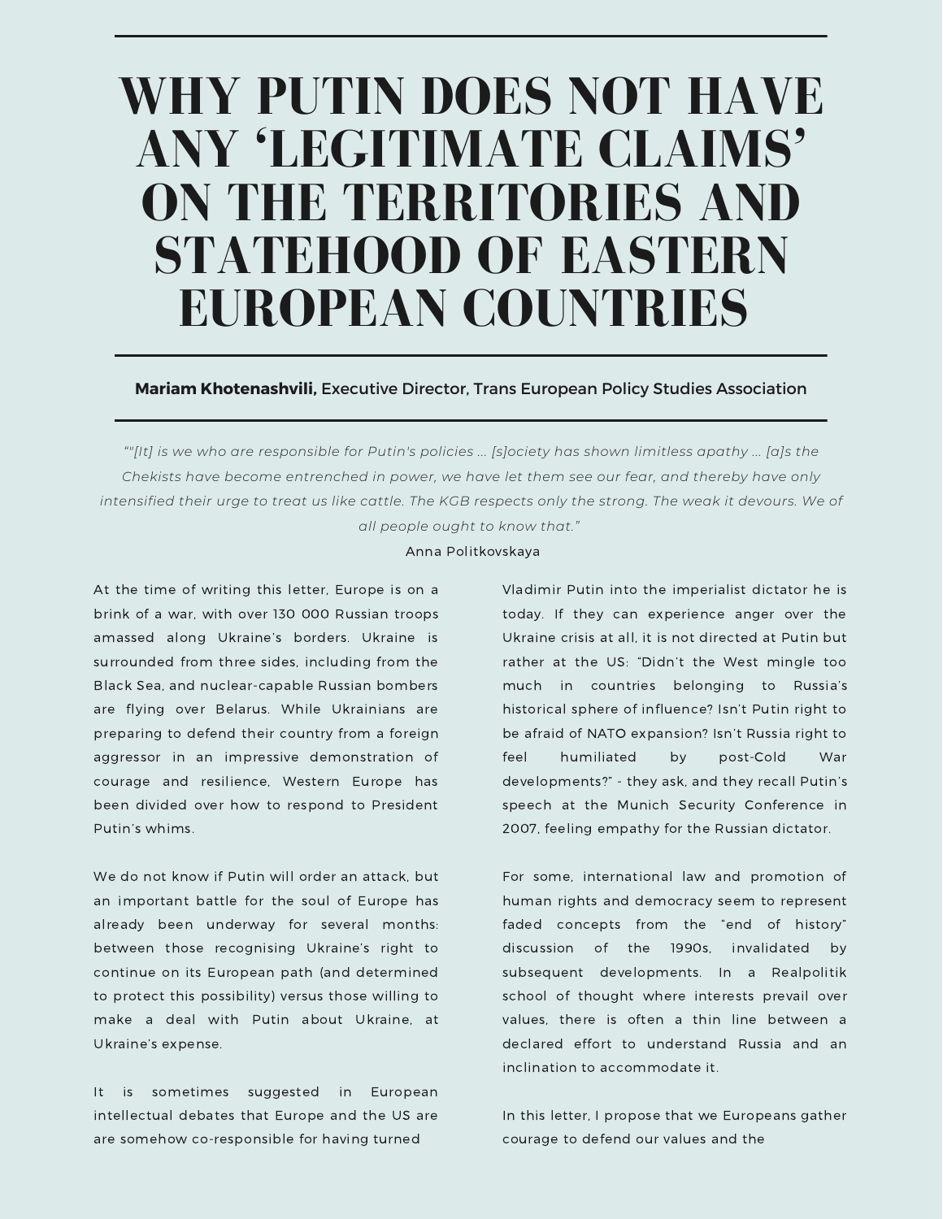# WHY PUTIN DOES NOT HAVE ANY 'LEGITIMATE CLAIMS' ON THE TERRITORIES AND STATEHOOD OF EASTERN EUROPEAN COUNTRIES

**Mariam Khotenashvili,** Executive Director, Trans European Policy Studies Association

*""[It] is we who are responsible for Putin's policies ... [s]ociety has shown limitless apathy ... [a]s the Chekists have become entrenched in power, we have let them see our fear, and thereby have only intensified their urge to treat us like cattle. The KGB respects only the strong. The weak it devours. We of all people ought to know that."*

Anna Politkovskaya

At the time of writing this letter, Europe is on a brink of a war, with over 130 000 Russian troops amassed along Ukraine's borders. Ukraine is surrounded from three sides, including from the Black Sea, and nuclear-capable Russian bombers are flying over Belarus. While Ukrainians are preparing to defend their country from a foreign aggressor in an impressive demonstration of courage and resilience, Western Europe has been divided over how to respond to President Putin's whims.

We do not know if Putin will order an attack, but an important battle for the soul of Europe has already been underway for several months: between those recognising Ukraine's right to continue on its European path (and determined to protect this possibility) versus those willing to make a deal with Putin about Ukraine, at Ukraine's expense.

It is sometimes suggested in European intellectual debates that Europe and the US are are somehow co-responsible for having turned Vladimir Putin into the imperialist dictator he is today. If they can experience anger over the Ukraine crisis at all, it is not directed at Putin but rather at the US: "Didn't the West mingle too much in countries belonging to Russia's historical sphere of influence? Isn't Putin right to be afraid of NATO expansion? Isn't Russia right to feel humiliated by post-Cold War developments?" - they ask, and they recall Putin's speech at the Munich Security Conference in 2007, feeling empathy for the Russian dictator.

For some, international law and promotion of human rights and democracy seem to represent faded concepts from the "end of history" discussion of the 1990s, invalidated by subsequent developments. In a Realpolitik school of thought where interests prevail over values, there is often a thin line between a declared effort to understand Russia and an inclination to accommodate it.

In this letter, I propose that we Europeans gather courage to defend our values and the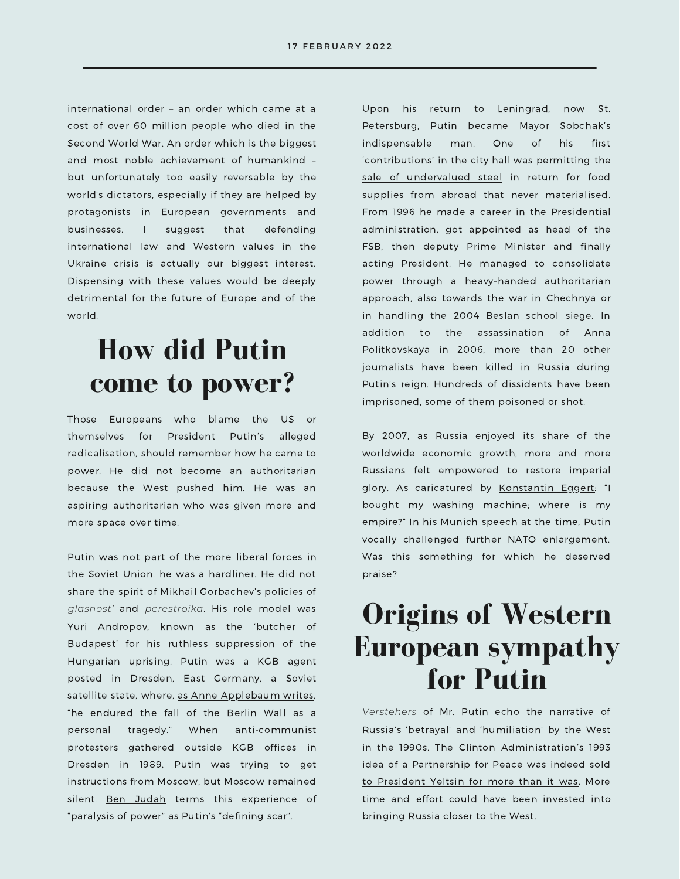international order – an order which came at a cost of over 60 million people who died in the Second World War. An order which is the biggest and most noble achievement of humankind – but unfortunately too easily reversable by the world's dictators, especially if they are helped by protagonists in European governments and businesses. I suggest that defending international law and Western values in the Ukraine crisis is actually our biggest interest. Dispensing with these values would be deeply detrimental for the future of Europe and of the world.

# How did Putin come to power?

Those Europeans who blame the US or themselves for President Putin's alleged radicalisation, should remember how he came to power. He did not become an authoritarian because the West pushed him. He was an aspiring authoritarian who was given more and more space over time.

Putin was not part of the more liberal forces in the Soviet Union: he was a hardliner. He did not share the spirit of Mikhail Gorbachev's policies of *glasnost'* and *perestroika*. His role model was Yuri Andropov, known as the 'butcher of Budapest' for his ruthless suppression of the Hungarian uprising. Putin was a KGB agent posted in Dresden, East Germany, a Soviet satellite state, where, as Anne Applebaum writes, "he endured the fall of the Berlin Wall as a personal tragedy." When anti-communist protesters gathered outside KGB offices in Dresden in 1989, Putin was trying to get instructions from Moscow, but Moscow remained silent. Ben Judah terms this experience of "paralysis of power" as Putin's "defining scar".

Upon his return to Leningrad, now St. Petersburg, Putin became Mayor Sobchak's indispensable man. One of his first 'contributions' in the city hall was permitting the sale of undervalued steel in return for food supplies from abroad that never materialised. From 1996 he made a career in the Presidential administration, got appointed as head of the FSB, then deputy Prime Minister and finally acting President. He managed to consolidate power through a heavy-handed authoritarian approach, also towards the war in Chechnya or in handling the 2004 Beslan school siege. In addition to the assassination of Anna Politkovskaya in 2006, more than 20 other journalists have been killed in Russia during Putin's reign. Hundreds of dissidents have been imprisoned, some of them poisoned or shot.

By 2007, as Russia enjoyed its share of the worldwide economic growth, more and more Russians felt empowered to restore imperial glory. As caricatured by Konstantin Eggert: "I bought my washing machine; where is my empire?" In his Munich speech at the time, Putin vocally challenged further NATO enlargement. Was this something for which he deserved praise?

# Origins of Western European sympathy for Putin

*Verstehers* of Mr. Putin echo the narrative of Russia's 'betrayal' and 'humiliation' by the West in the 1990s. The Clinton Administration's 1993 idea of a Partnership for Peace was indeed sold to President Yeltsin for more than it was. More time and effort could have been invested into bringing Russia closer to the West.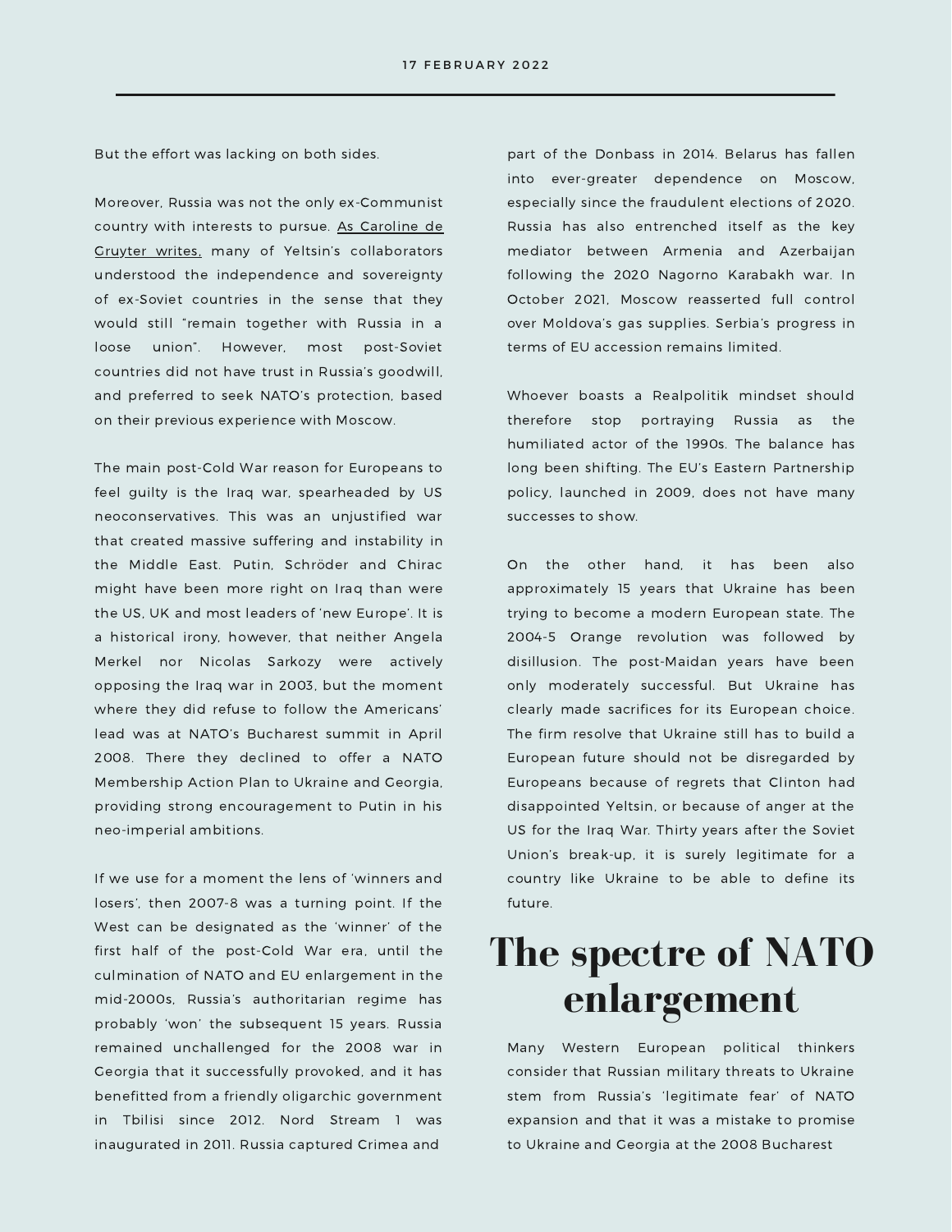But the effort was lacking on both sides.

Moreover, Russia was not the only ex-Communist country with interests to pursue. As Caroline de Gruyter writes, many of Yeltsin's collaborators understood the independence and sovereignty of ex-Soviet countries in the sense that they would still "remain together with Russia in a loose union". However, most post-Soviet countries did not have trust in Russia's goodwill, and preferred to seek NATO's protection, based on their previous experience with Moscow.

The main post-Cold War reason for Europeans to feel guilty is the Iraq war, spearheaded by US neoconservatives. This was an unjustified war that created massive suffering and instability in the Middle East. Putin, Schröder and Chirac might have been more right on Iraq than were the US, UK and most leaders of 'new Europe'. It is a historical irony, however, that neither Angela Merkel nor Nicolas Sarkozy were actively opposing the Iraq war in 2003, but the moment where they did refuse to follow the Americans' lead was at NATO's Bucharest summit in April 2008. There they declined to offer a NATO Membership Action Plan to Ukraine and Georgia, providing strong encouragement to Putin in his neo-imperial ambitions.

If we use for a moment the lens of 'winners and losers', then 2007-8 was a turning point. If the West can be designated as the 'winner' of the first half of the post-Cold War era, until the culmination of NATO and EU enlargement in the mid-2000s, Russia's authoritarian regime has probably 'won' the subsequent 15 years. Russia remained unchallenged for the 2008 war in Georgia that it successfully provoked, and it has benefitted from a friendly oligarchic government in Tbilisi since 2012. Nord Stream 1 was inaugurated in 2011. Russia captured Crimea and part of the Donbass in 2014. Belarus has fallen into ever-greater dependence on Moscow, especially since the fraudulent elections of 2020. Russia has also entrenched itself as the key mediator between Armenia and Azerbaijan following the 2020 Nagorno Karabakh war. In October 2021, Moscow reasserted full control over Moldova's gas supplies. Serbia's progress in terms of EU accession remains limited.

Whoever boasts a Realpolitik mindset should therefore stop portraying Russia as the humiliated actor of the 1990s. The balance has long been shifting. The EU's Eastern Partnership policy, launched in 2009, does not have many successes to show.

On the other hand, it has been also approximately 15 years that Ukraine has been trying to become a modern European state. The 2004-5 Orange revolution was followed by disillusion. The post-Maidan years have been only moderately successful. But Ukraine has clearly made sacrifices for its European choice. The firm resolve that Ukraine still has to build a European future should not be disregarded by Europeans because of regrets that Clinton had disappointed Yeltsin, or because of anger at the US for the Iraq War. Thirty years after the Soviet Union's break-up, it is surely legitimate for a country like Ukraine to be able to define its future.

## The spectre of NATO enlargement

Many Western European political thinkers consider that Russian military threats to Ukraine stem from Russia's 'legitimate fear' of NATO expansion and that it was a mistake to promise to Ukraine and Georgia at the 2008 Bucharest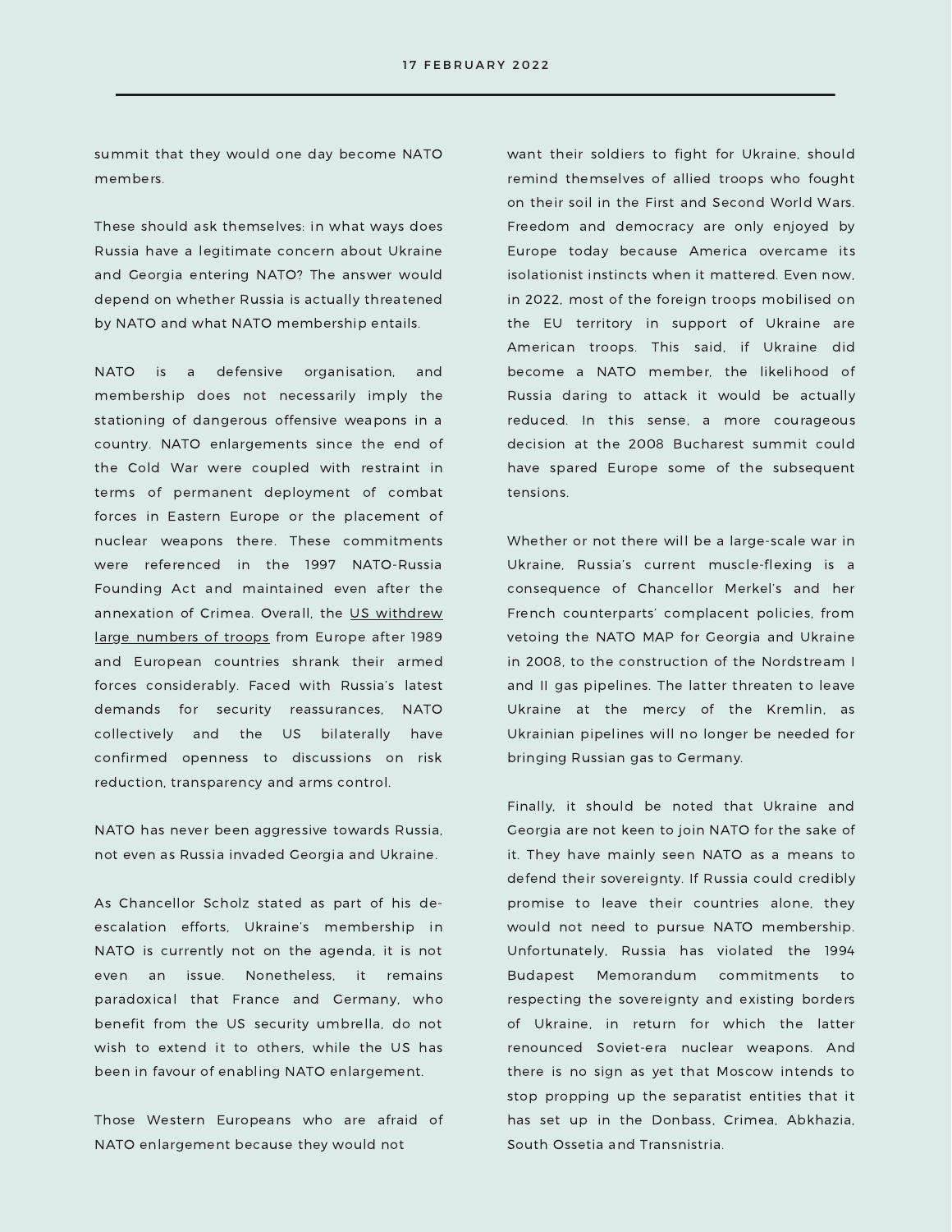summit that they would one day become NATO members.

These should ask themselves: in what ways does Russia have a legitimate concern about Ukraine and Georgia entering NATO? The answer would depend on whether Russia is actually threatened by NATO and what NATO membership entails.

NATO is a defensive organisation, and membership does not necessarily imply the stationing of dangerous offensive weapons in a country. NATO enlargements since the end of the Cold War were coupled with restraint in terms of permanent deployment of combat forces in Eastern Europe or the placement of nuclear weapons there. These commitments were referenced in the 1997 NATO-Russia Founding Act and maintained even after the annexation of Crimea. Overall, the US withdrew large numbers of troops from Europe after 1989 and European countries shrank their armed forces considerably. Faced with Russia's latest demands for security reassurances, NATO collectively and the US bilaterally have confirmed openness to discussions on risk reduction, transparency and arms control.

NATO has never been aggressive towards Russia, not even as Russia invaded Georgia and Ukraine.

As Chancellor Scholz stated as part of his de-escalation efforts, Ukraine's membership in NATO is currently not on the agenda, it is not even an issue. Nonetheless, it remains paradoxical that France and Germany, who benefit from the US security umbrella, do not wish to extend it to others, while the US has been in favour of enabling NATO enlargement.

Those Western Europeans who are afraid of NATO enlargement because they would not want their soldiers to fight for Ukraine, should remind themselves of allied troops who fought on their soil in the First and Second World Wars. Freedom and democracy are only enjoyed by Europe today because America overcame its isolationist instincts when it mattered. Even now, in 2022, most of the foreign troops mobilised on the EU territory in support of Ukraine are American troops. This said, if Ukraine did become a NATO member, the likelihood of Russia daring to attack it would be actually reduced. In this sense, a more courageous decision at the 2008 Bucharest summit could have spared Europe some of the subsequent tensions.

Whether or not there will be a large-scale war in Ukraine, Russia's current muscle-flexing is a consequence of Chancellor Merkel's and her French counterparts' complacent policies, from vetoing the NATO MAP for Georgia and Ukraine in 2008, to the construction of the Nordstream I and II gas pipelines. The latter threaten to leave Ukraine at the mercy of the Kremlin, as Ukrainian pipelines will no longer be needed for bringing Russian gas to Germany.

Finally, it should be noted that Ukraine and Georgia are not keen to join NATO for the sake of it. They have mainly seen NATO as a means to defend their sovereignty. If Russia could credibly promise to leave their countries alone, they would not need to pursue NATO membership. Unfortunately, Russia has violated the 1994 Budapest Memorandum commitments to respecting the sovereignty and existing borders of Ukraine, in return for which the latter renounced Soviet-era nuclear weapons. And there is no sign as yet that Moscow intends to stop propping up the separatist entities that it has set up in the Donbass, Crimea, Abkhazia, South Ossetia and Transnistria.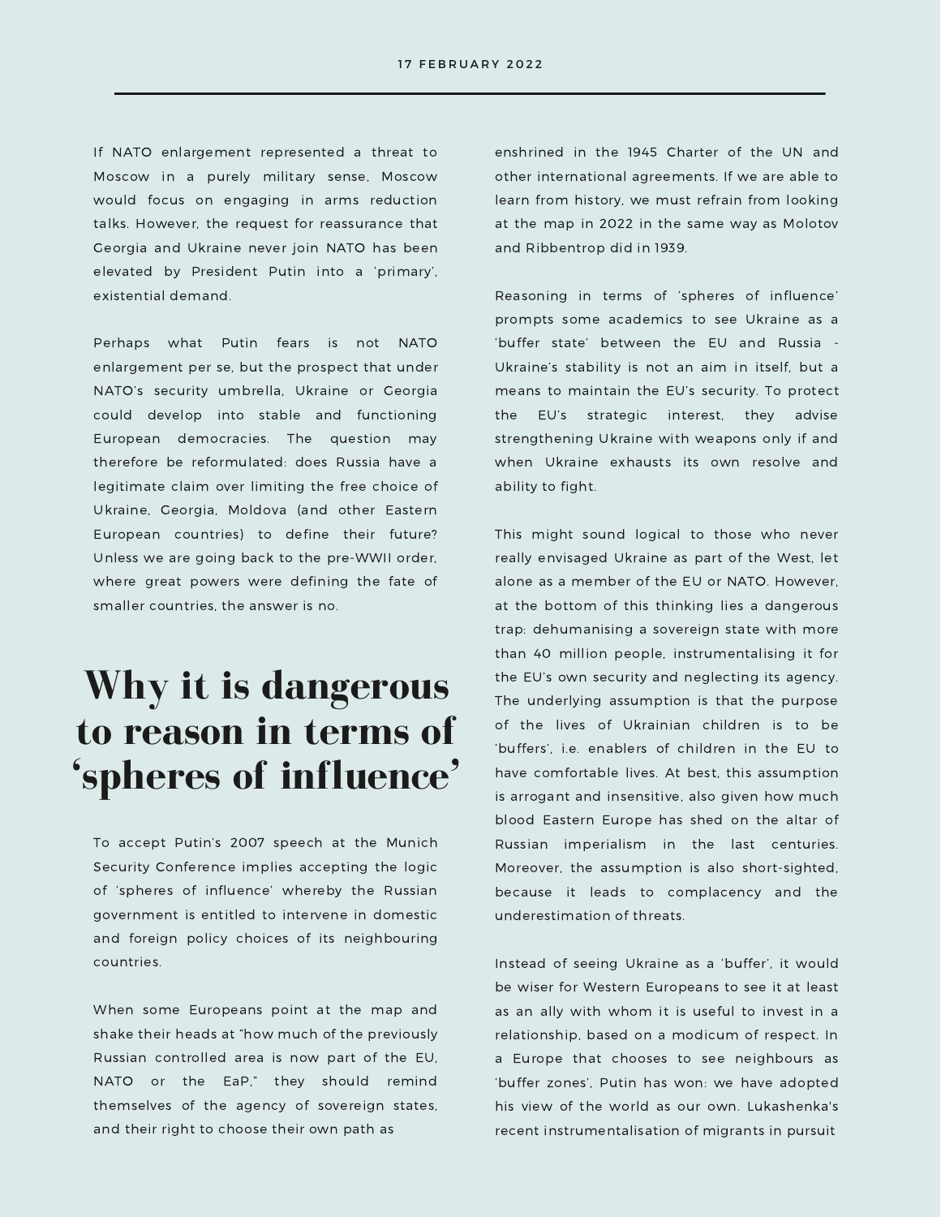If NATO enlargement represented a threat to Moscow in a purely military sense, Moscow would focus on engaging in arms reduction talks. However, the request for reassurance that Georgia and Ukraine never join NATO has been elevated by President Putin into a 'primary', existential demand.

Perhaps what Putin fears is not NATO enlargement per se, but the prospect that under NATO's security umbrella, Ukraine or Georgia could develop into stable and functioning European democracies. The question may therefore be reformulated: does Russia have a legitimate claim over limiting the free choice of Ukraine, Georgia, Moldova (and other Eastern European countries) to define their future? Unless we are going back to the pre-WWII order, where great powers were defining the fate of smaller countries, the answer is no.

## Why it is dangerous to reason in terms of 'spheres of influence'

To accept Putin's 2007 speech at the Munich Security Conference implies accepting the logic of 'spheres of influence' whereby the Russian government is entitled to intervene in domestic and foreign policy choices of its neighbouring countries.

When some Europeans point at the map and shake their heads at "how much of the previously Russian controlled area is now part of the EU, NATO or the EaP," they should remind themselves of the agency of sovereign states, and their right to choose their own path as enshrined in the 1945 Charter of the UN and other international agreements. If we are able to learn from history, we must refrain from looking at the map in 2022 in the same way as Molotov and Ribbentrop did in 1939.

Reasoning in terms of 'spheres of influence' prompts some academics to see Ukraine as a 'buffer state' between the EU and Russia - Ukraine's stability is not an aim in itself, but a means to maintain the EU's security. To protect the EU's strategic interest, they advise strengthening Ukraine with weapons only if and when Ukraine exhausts its own resolve and ability to fight.

This might sound logical to those who never really envisaged Ukraine as part of the West, let alone as a member of the EU or NATO. However, at the bottom of this thinking lies a dangerous trap: dehumanising a sovereign state with more than 40 million people, instrumentalising it for the EU's own security and neglecting its agency. The underlying assumption is that the purpose of the lives of Ukrainian children is to be 'buffers', i.e. enablers of children in the EU to have comfortable lives. At best, this assumption is arrogant and insensitive, also given how much blood Eastern Europe has shed on the altar of Russian imperialism in the last centuries. Moreover, the assumption is also short-sighted, because it leads to complacency and the underestimation of threats.

Instead of seeing Ukraine as a 'buffer', it would be wiser for Western Europeans to see it at least as an ally with whom it is useful to invest in a relationship, based on a modicum of respect. In a Europe that chooses to see neighbours as 'buffer zones', Putin has won: we have adopted his view of the world as our own. Lukashenka's recent instrumentalisation of migrants in pursuit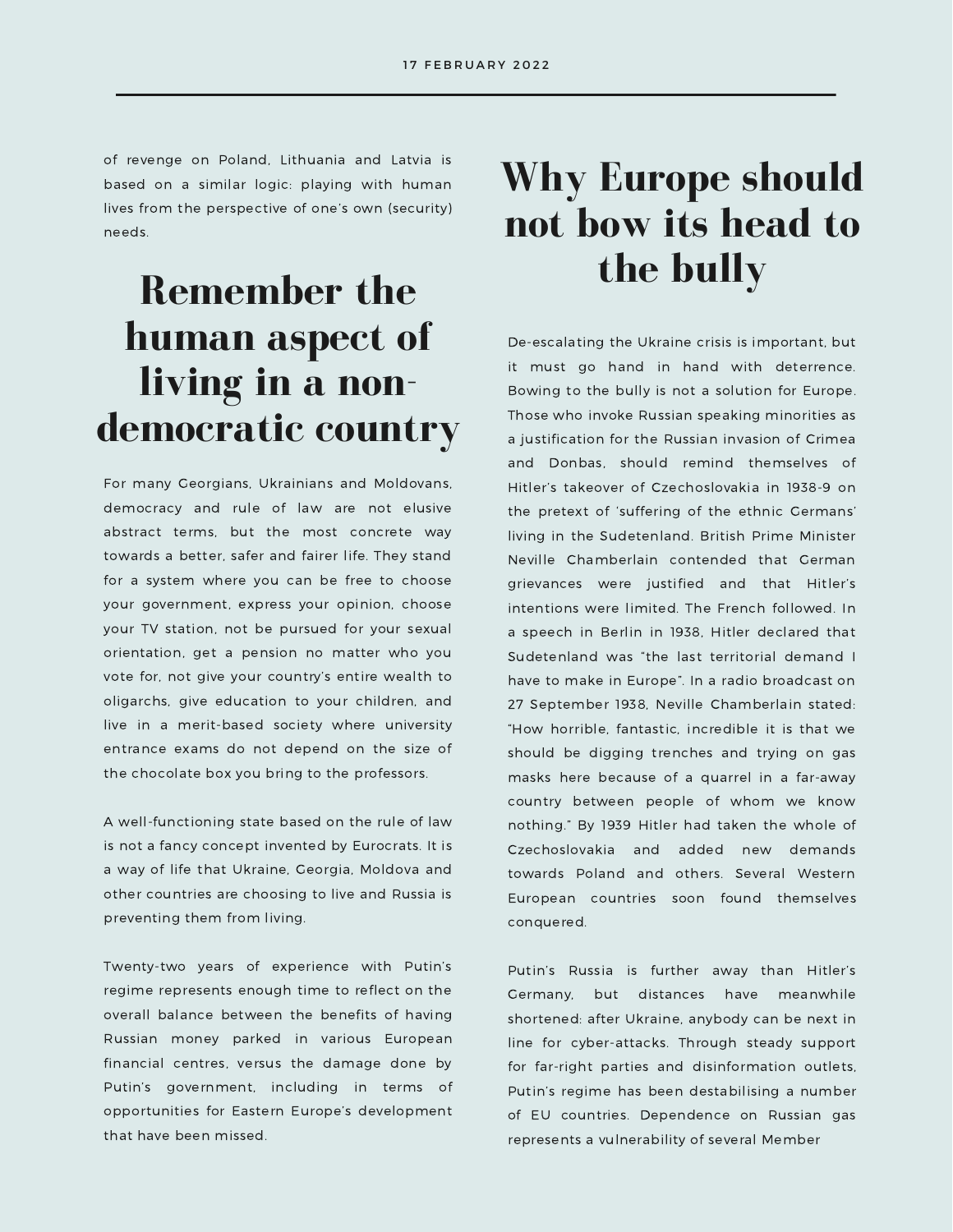of revenge on Poland, Lithuania and Latvia is based on a similar logic: playing with human lives from the perspective of one's own (security) needs.

## Remember the human aspect of living in a non-democratic country

For many Georgians, Ukrainians and Moldovans, democracy and rule of law are not elusive abstract terms, but the most concrete way towards a better, safer and fairer life. They stand for a system where you can be free to choose your government, express your opinion, choose your TV station, not be pursued for your sexual orientation, get a pension no matter who you vote for, not give your country's entire wealth to oligarchs, give education to your children, and live in a merit-based society where university entrance exams do not depend on the size of the chocolate box you bring to the professors.

A well-functioning state based on the rule of law is not a fancy concept invented by Eurocrats. It is a way of life that Ukraine, Georgia, Moldova and other countries are choosing to live and Russia is preventing them from living.

Twenty-two years of experience with Putin's regime represents enough time to reflect on the overall balance between the benefits of having Russian money parked in various European financial centres, versus the damage done by Putin's government, including in terms of opportunities for Eastern Europe's development that have been missed.

## Why Europe should not bow its head to the bully

De-escalating the Ukraine crisis is important, but it must go hand in hand with deterrence. Bowing to the bully is not a solution for Europe. Those who invoke Russian speaking minorities as a justification for the Russian invasion of Crimea and Donbas, should remind themselves of Hitler's takeover of Czechoslovakia in 1938-9 on the pretext of 'suffering of the ethnic Germans' living in the Sudetenland. British Prime Minister Neville Chamberlain contended that German grievances were justified and that Hitler's intentions were limited. The French followed. In a speech in Berlin in 1938, Hitler declared that Sudetenland was "the last territorial demand I have to make in Europe". In a radio broadcast on 27 September 1938, Neville Chamberlain stated: "How horrible, fantastic, incredible it is that we should be digging trenches and trying on gas masks here because of a quarrel in a far-away country between people of whom we know nothing." By 1939 Hitler had taken the whole of Czechoslovakia and added new demands towards Poland and others. Several Western European countries soon found themselves conquered.

Putin's Russia is further away than Hitler's Germany, but distances have meanwhile shortened: after Ukraine, anybody can be next in line for cyber-attacks. Through steady support for far-right parties and disinformation outlets, Putin's regime has been destabilising a number of EU countries. Dependence on Russian gas represents a vulnerability of several Member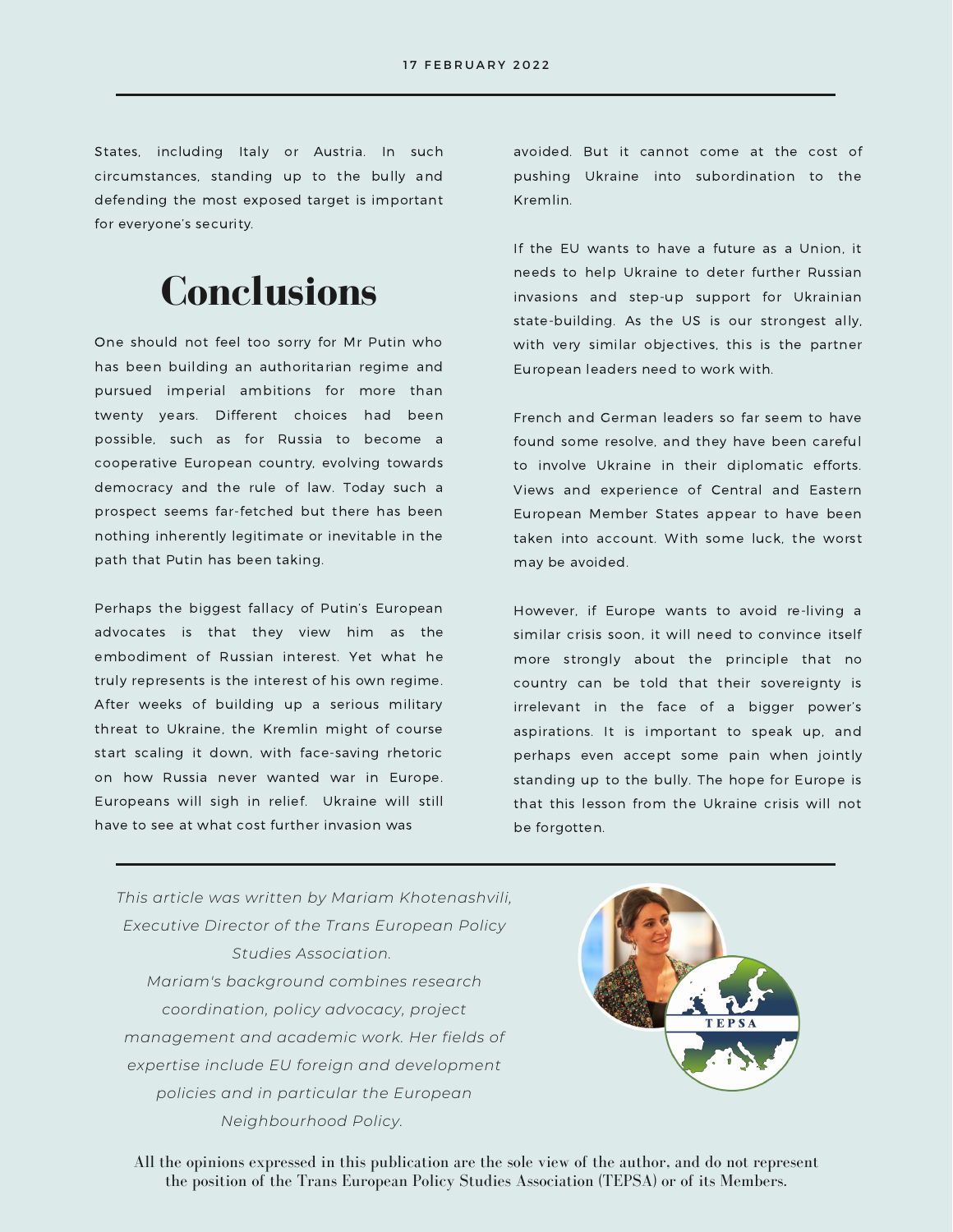States, including Italy or Austria. In such circumstances, standing up to the bully and defending the most exposed target is important for everyone's security.

## Conclusions

One should not feel too sorry for Mr Putin who has been building an authoritarian regime and pursued imperial ambitions for more than twenty years. Different choices had been possible, such as for Russia to become a cooperative European country, evolving towards democracy and the rule of law. Today such a prospect seems far-fetched but there has been nothing inherently legitimate or inevitable in the path that Putin has been taking.

Perhaps the biggest fallacy of Putin's European advocates is that they view him as the embodiment of Russian interest. Yet what he truly represents is the interest of his own regime. After weeks of building up a serious military threat to Ukraine, the Kremlin might of course start scaling it down, with face-saving rhetoric on how Russia never wanted war in Europe. Europeans will sigh in relief. Ukraine will still have to see at what cost further invasion was avoided. But it cannot come at the cost of pushing Ukraine into subordination to the Kremlin.

If the EU wants to have a future as a Union, it needs to help Ukraine to deter further Russian invasions and step-up support for Ukrainian state-building. As the US is our strongest ally, with very similar objectives, this is the partner European leaders need to work with.

French and German leaders so far seem to have found some resolve, and they have been careful to involve Ukraine in their diplomatic efforts. Views and experience of Central and Eastern European Member States appear to have been taken into account. With some luck, the worst may be avoided.

However, if Europe wants to avoid re-living a similar crisis soon, it will need to convince itself more strongly about the principle that no country can be told that their sovereignty is irrelevant in the face of a bigger power's aspirations. It is important to speak up, and perhaps even accept some pain when jointly standing up to the bully. The hope for Europe is that this lesson from the Ukraine crisis will not be forgotten.

---

*This article was written by Mariam Khotenashvili, Executive Director of the Trans European Policy Studies Association. Mariam's background combines research coordination, policy advocacy, project management and academic work. Her fields of expertise include EU foreign and development policies and in particular the European Neighbourhood Policy.*

All the opinions expressed in this publication are the sole view of the author, and do not represent the position of the Trans European Policy Studies Association (TEPSA) or of its Members.